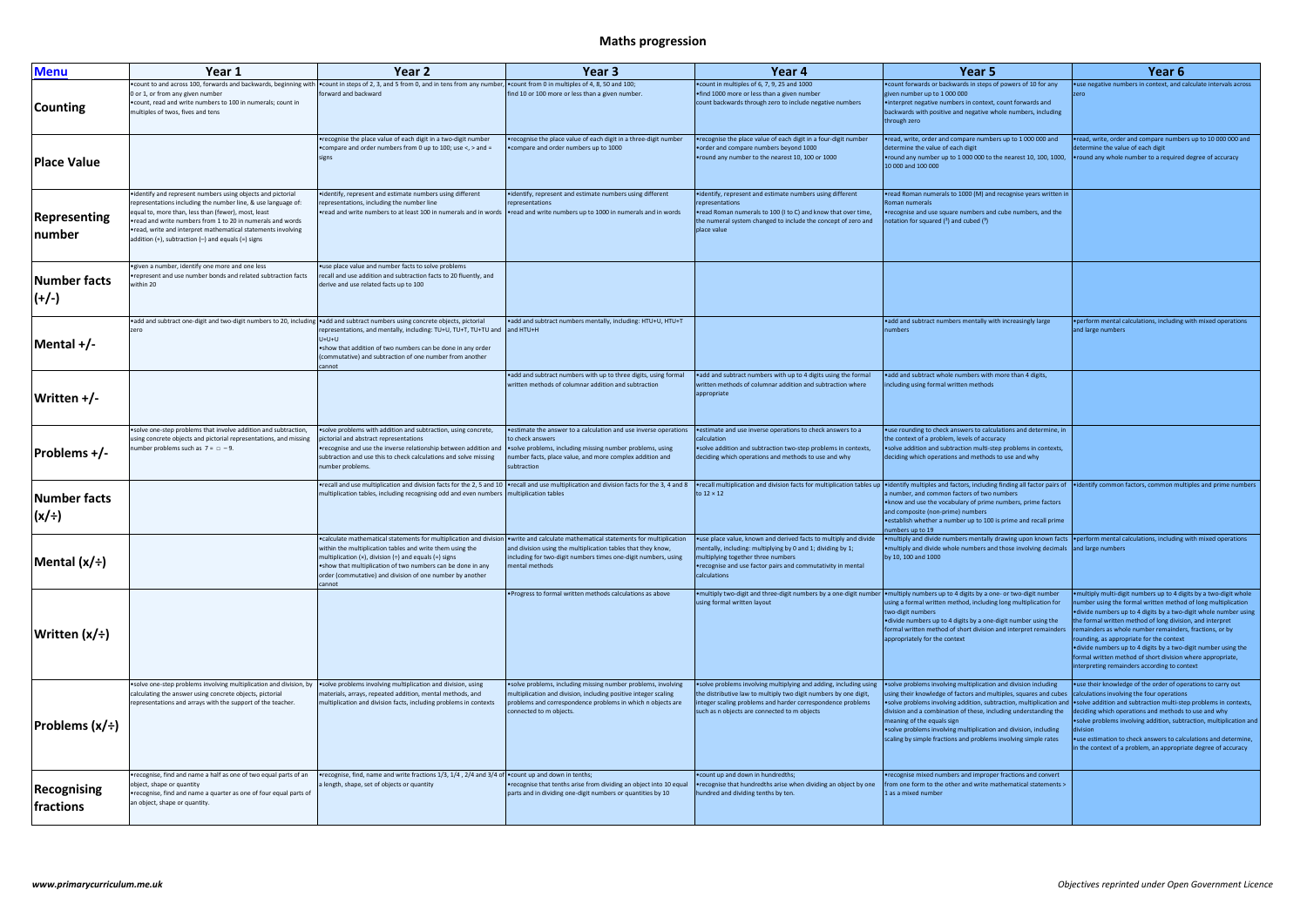# Maths progression

| Menu | Year 1 | Year 2 | Year 3 | Year 4 | Year 5 | Year 6 |
|---|---|---|---|---|---|---|
| **Counting** | •count to and across 100, forwards and backwards, beginning with 0 or 1, or from any given number<br>•count, read and write numbers to 100 in numerals; count in multiples of twos, fives and tens | •count in steps of 2, 3, and 5 from 0, and in tens from any number, forward and backward | •count from 0 in multiples of 4, 8, 50 and 100; find 10 or 100 more or less than a given number. | •count in multiples of 6, 7, 9, 25 and 1000<br>•find 1000 more or less than a given number<br>count backwards through zero to include negative numbers | •count forwards or backwards in steps of powers of 10 for any given number up to 1 000 000<br>•interpret negative numbers in context, count forwards and backwards with positive and negative whole numbers, including through zero | •use negative numbers in context, and calculate intervals across zero |
| **Place Value** | | •recognise the place value of each digit in a two-digit number<br>•compare and order numbers from 0 up to 100; use <, > and = signs | •recognise the place value of each digit in a three-digit number<br>•compare and order numbers up to 1000 | •recognise the place value of each digit in a four-digit number<br>•order and compare numbers beyond 1000<br>•round any number to the nearest 10, 100 or 1000 | •read, write, order and compare numbers up to 1 000 000 and determine the value of each digit<br>•round any number up to 1 000 000 to the nearest 10, 100, 1000, 10 000 and 100 000 | •read, write, order and compare numbers up to 10 000 000 and determine the value of each digit<br>•round any whole number to a required degree of accuracy |
| **Representing number** | •identify and represent numbers using objects and pictorial representations including the number line, & use language of: equal to, more than, less than (fewer), most, least<br>•read and write numbers from 1 to 20 in numerals and words<br>•read, write and interpret mathematical statements involving addition (+), subtraction (–) and equals (=) signs | •identify, represent and estimate numbers using different representations, including the number line<br>•read and write numbers to at least 100 in numerals and in words | •identify, represent and estimate numbers using different representations<br>•read and write numbers up to 1000 in numerals and in words | •identify, represent and estimate numbers using different representations<br>•read Roman numerals to 100 (I to C) and know that over time, the numeral system changed to include the concept of zero and place value | •read Roman numerals to 1000 (M) and recognise years written in Roman numerals<br>•recognise and use square numbers and cube numbers, and the notation for squared ($^2$) and cubed ($^3$) | |
| **Number facts (+/-)** | •given a number, identify one more and one less<br>•represent and use number bonds and related subtraction facts within 20 | •use place value and number facts to solve problems<br>recall and use addition and subtraction facts to 20 fluently, and derive and use related facts up to 100 | | | | |
| **Mental +/-** | •add and subtract one-digit and two-digit numbers to 20, including zero | •add and subtract numbers using concrete objects, pictorial representations, and mentally, including: TU+U, TU+T, TU+TU and U+U+U<br>•show that addition of two numbers can be done in any order (commutative) and subtraction of one number from another cannot | •add and subtract numbers mentally, including: HTU+U, HTU+T and HTU+H | | •add and subtract numbers mentally with increasingly large numbers | •perform mental calculations, including with mixed operations and large numbers |
| **Written +/-** | | | •add and subtract numbers with up to three digits, using formal written methods of columnar addition and subtraction | •add and subtract numbers with up to 4 digits using the formal written methods of columnar addition and subtraction where appropriate | •add and subtract whole numbers with more than 4 digits, including using formal written methods | |
| **Problems +/-** | •solve one-step problems that involve addition and subtraction, using concrete objects and pictorial representations, and missing number problems such as 7 = □ – 9. | •solve problems with addition and subtraction, using concrete, pictorial and abstract representations<br>•recognise and use the inverse relationship between addition and subtraction and use this to check calculations and solve missing number problems. | •estimate the answer to a calculation and use inverse operations to check answers<br>•solve problems, including missing number problems, using number facts, place value, and more complex addition and subtraction | •estimate and use inverse operations to check answers to a calculation<br>•solve addition and subtraction two-step problems in contexts, deciding which operations and methods to use and why | •use rounding to check answers to calculations and determine, in the context of a problem, levels of accuracy<br>•solve addition and subtraction multi-step problems in contexts, deciding which operations and methods to use and why | |
| **Number facts (x/÷)** | | •recall and use multiplication and division facts for the 2, 5 and 10 multiplication tables, including recognising odd and even numbers | •recall and use multiplication and division facts for the 3, 4 and 8 multiplication tables | •recall multiplication and division facts for multiplication tables up to 12 × 12 | •identify multiples and factors, including finding all factor pairs of a number, and common factors of two numbers<br>•know and use the vocabulary of prime numbers, prime factors and composite (non-prime) numbers<br>•establish whether a number up to 100 is prime and recall prime numbers up to 19 | •identify common factors, common multiples and prime numbers |
| **Mental (x/÷)** | | •calculate mathematical statements for multiplication and division within the multiplication tables and write them using the multiplication (×), division (÷) and equals (=) signs<br>•show that multiplication of two numbers can be done in any order (commutative) and division of one number by another cannot | •write and calculate mathematical statements for multiplication and division using the multiplication tables that they know, including for two-digit numbers times one-digit numbers, using mental methods | •use place value, known and derived facts to multiply and divide mentally, including: multiplying by 0 and 1; dividing by 1; multiplying together three numbers<br>•recognise and use factor pairs and commutativity in mental calculations | •multiply and divide numbers mentally drawing upon known facts<br>•multiply and divide whole numbers and those involving decimals by 10, 100 and 1000 | •perform mental calculations, including with mixed operations and large numbers |
| **Written (x/÷)** | | | •Progress to formal written methods calculations as above | •multiply two-digit and three-digit numbers by a one-digit number using formal written layout | •multiply numbers up to 4 digits by a one- or two-digit number using a formal written method, including long multiplication for two-digit numbers<br>•divide numbers up to 4 digits by a one-digit number using the formal written method of short division and interpret remainders appropriately for the context | •multiply multi-digit numbers up to 4 digits by a two-digit whole number using the formal written method of long multiplication<br>•divide numbers up to 4 digits by a two-digit whole number using the formal written method of long division, and interpret remainders as whole number remainders, fractions, or by rounding, as appropriate for the context<br>•divide numbers up to 4 digits by a two-digit number using the formal written method of short division where appropriate, interpreting remainders according to context |
| **Problems (x/÷)** | •solve one-step problems involving multiplication and division, by calculating the answer using concrete objects, pictorial representations and arrays with the support of the teacher. | •solve problems involving multiplication and division, using materials, arrays, repeated addition, mental methods, and multiplication and division facts, including problems in contexts | •solve problems, including missing number problems, involving multiplication and division, including positive integer scaling problems and correspondence problems in which n objects are connected to m objects. | •solve problems involving multiplying and adding, including using the distributive law to multiply two digit numbers by one digit, integer scaling problems and harder correspondence problems such as n objects are connected to m objects | •solve problems involving multiplication and division including using their knowledge of factors and multiples, squares and cubes<br>•solve problems involving addition, subtraction, multiplication and division and a combination of these, including understanding the meaning of the equals sign<br>•solve problems involving multiplication and division, including scaling by simple fractions and problems involving simple rates | •use their knowledge of the order of operations to carry out calculations involving the four operations<br>•solve addition and subtraction multi-step problems in contexts, deciding which operations and methods to use and why<br>•solve problems involving addition, subtraction, multiplication and division<br>•use estimation to check answers to calculations and determine, in the context of a problem, an appropriate degree of accuracy |
| **Recognising fractions** | •recognise, find and name a half as one of two equal parts of an object, shape or quantity<br>•recognise, find and name a quarter as one of four equal parts of an object, shape or quantity. | •recognise, find, name and write fractions 1/3, 1/4 , 2/4 and 3/4 of a length, shape, set of objects or quantity | •count up and down in tenths;<br>•recognise that tenths arise from dividing an object into 10 equal parts and in dividing one-digit numbers or quantities by 10 | •count up and down in hundredths;<br>•recognise that hundredths arise when dividing an object by one hundred and dividing tenths by ten. | •recognise mixed numbers and improper fractions and convert from one form to the other and write mathematical statements > 1 as a mixed number | |

www.primarycurriculum.me.uk

Objectives reprinted under Open Government Licence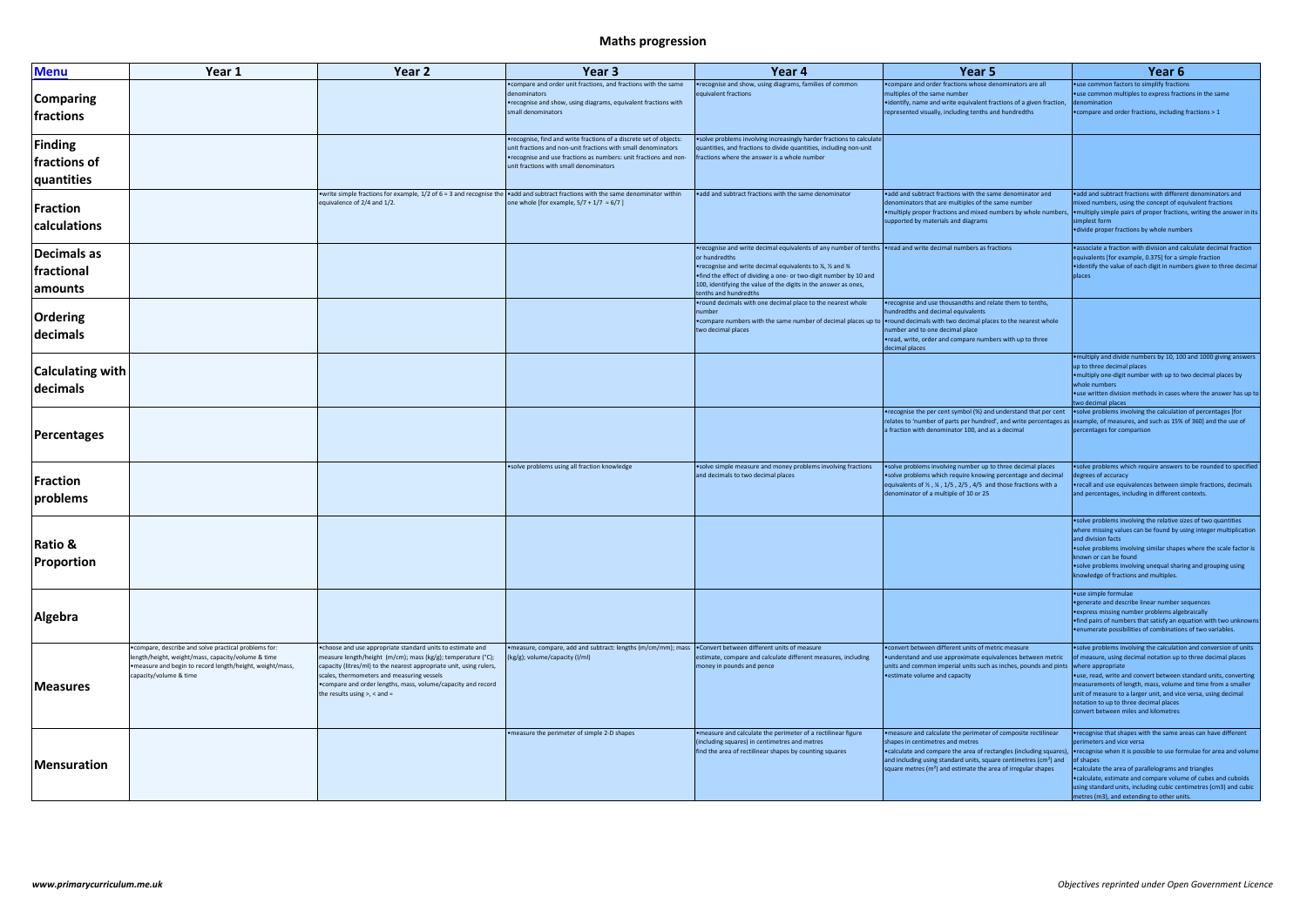# Maths progression

| Menu | Year 1 | Year 2 | Year 3 | Year 4 | Year 5 | Year 6 |
|---|---|---|---|---|---|---|
| **Comparing fractions** | | | •compare and order unit fractions, and fractions with the same denominators<br>•recognise and show, using diagrams, equivalent fractions with small denominators | •recognise and show, using diagrams, families of common equivalent fractions | •compare and order fractions whose denominators are all multiples of the same number<br>•identify, name and write equivalent fractions of a given fraction, represented visually, including tenths and hundredths | •use common factors to simplify fractions<br>•use common multiples to express fractions in the same denomination<br>•compare and order fractions, including fractions > 1 |
| **Finding fractions of quantities** | | | •recognise, find and write fractions of a discrete set of objects: unit fractions and non-unit fractions with small denominators<br>•recognise and use fractions as numbers: unit fractions and non-unit fractions with small denominators | •solve problems involving increasingly harder fractions to calculate quantities, and fractions to divide quantities, including non-unit fractions where the answer is a whole number | | |
| **Fraction calculations** | | •write simple fractions for example, 1/2 of 6 = 3 and recognise the equivalence of 2/4 and 1/2. | •add and subtract fractions with the same denominator within one whole [for example, 5/7 + 1/7 = 6/7 ] | •add and subtract fractions with the same denominator | •add and subtract fractions with the same denominator and denominators that are multiples of the same number<br>•multiply proper fractions and mixed numbers by whole numbers, supported by materials and diagrams | •add and subtract fractions with different denominators and mixed numbers, using the concept of equivalent fractions<br>•multiply simple pairs of proper fractions, writing the answer in its simplest form<br>•divide proper fractions by whole numbers |
| **Decimals as fractional amounts** | | | | •recognise and write decimal equivalents of any number of tenths or hundredths<br>•recognise and write decimal equivalents to ¼, ½ and ¾<br>•find the effect of dividing a one- or two-digit number by 10 and 100, identifying the value of the digits in the answer as ones, tenths and hundredths | •read and write decimal numbers as fractions | •associate a fraction with division and calculate decimal fraction equivalents [for example, 0.375] for a simple fraction<br>•identify the value of each digit in numbers given to three decimal places |
| **Ordering decimals** | | | | •round decimals with one decimal place to the nearest whole number<br>•compare numbers with the same number of decimal places up to two decimal places | •recognise and use thousandths and relate them to tenths, hundredths and decimal equivalents<br>•round decimals with two decimal places to the nearest whole number and to one decimal place<br>•read, write, order and compare numbers with up to three decimal places | |
| **Calculating with decimals** | | | | | | •multiply and divide numbers by 10, 100 and 1000 giving answers up to three decimal places<br>•multiply one-digit number with up to two decimal places by whole numbers<br>•use written division methods in cases where the answer has up to two decimal places |
| **Percentages** | | | | | •recognise the per cent symbol (%) and understand that per cent relates to 'number of parts per hundred', and write percentages as a fraction with denominator 100, and as a decimal | •solve problems involving the calculation of percentages [for example, of measures, and such as 15% of 360] and the use of percentages for comparison |
| **Fraction problems** | | | •solve problems using all fraction knowledge | •solve simple measure and money problems involving fractions and decimals to two decimal places | •solve problems involving number up to three decimal places<br>•solve problems which require knowing percentage and decimal equivalents of ½ , ¼ , 1/5 , 2/5 , 4/5 and those fractions with a denominator of a multiple of 10 or 25 | •solve problems which require answers to be rounded to specified degrees of accuracy<br>•recall and use equivalences between simple fractions, decimals and percentages, including in different contexts. |
| **Ratio & Proportion** | | | | | | •solve problems involving the relative sizes of two quantities where missing values can be found by using integer multiplication and division facts<br>•solve problems involving similar shapes where the scale factor is known or can be found<br>•solve problems involving unequal sharing and grouping using knowledge of fractions and multiples. |
| **Algebra** | | | | | | •use simple formulae<br>•generate and describe linear number sequences<br>•express missing number problems algebraically<br>•find pairs of numbers that satisfy an equation with two unknowns<br>•enumerate possibilities of combinations of two variables. |
| **Measures** | •compare, describe and solve practical problems for: length/height, weight/mass, capacity/volume & time<br>•measure and begin to record length/height, weight/mass, capacity/volume & time | •choose and use appropriate standard units to estimate and measure length/height (m/cm); mass (kg/g); temperature (°C); capacity (litres/ml) to the nearest appropriate unit, using rulers, scales, thermometers and measuring vessels<br>•compare and order lengths, mass, volume/capacity and record the results using >, < and = | •measure, compare, add and subtract: lengths (m/cm/mm); mass (kg/g); volume/capacity (l/ml) | •Convert between different units of measure<br>estimate, compare and calculate different measures, including money in pounds and pence | •convert between different units of metric measure<br>•understand and use approximate equivalences between metric units and common imperial units such as inches, pounds and pints<br>•estimate volume and capacity | •solve problems involving the calculation and conversion of units of measure, using decimal notation up to three decimal places where appropriate<br>•use, read, write and convert between standard units, converting measurements of length, mass, volume and time from a smaller unit of measure to a larger unit, and vice versa, using decimal notation to up to three decimal places<br>convert between miles and kilometres |
| **Mensuration** | | | •measure the perimeter of simple 2-D shapes | •measure and calculate the perimeter of a rectilinear figure (including squares) in centimetres and metres<br>find the area of rectilinear shapes by counting squares | •measure and calculate the perimeter of composite rectilinear shapes in centimetres and metres<br>•calculate and compare the area of rectangles (including squares), and including using standard units, square centimetres ($cm^2$) and square metres ($m^2$) and estimate the area of irregular shapes | •recognise that shapes with the same areas can have different perimeters and vice versa<br>•recognise when it is possible to use formulae for area and volume of shapes<br>•calculate the area of parallelograms and triangles<br>•calculate, estimate and compare volume of cubes and cuboids using standard units, including cubic centimetres (cm3) and cubic metres (m3), and extending to other units. |

*www.primarycurriculum.me.uk*

*Objectives reprinted under Open Government Licence*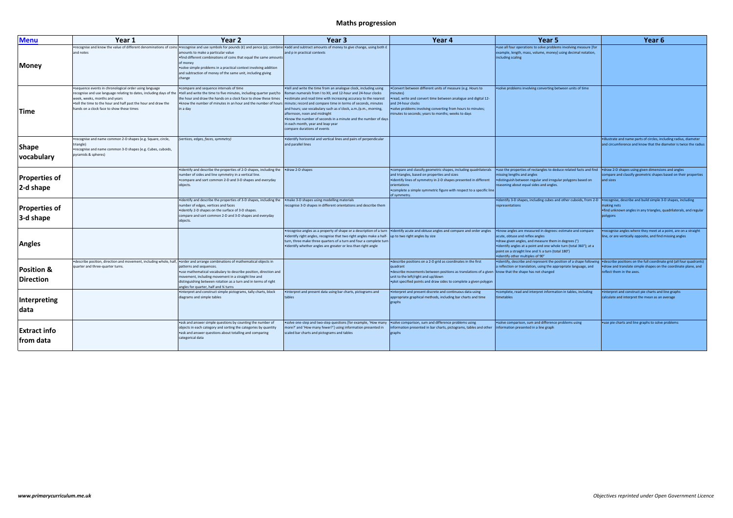# Maths progression

| Menu | Year 1 | Year 2 | Year 3 | Year 4 | Year 5 | Year 6 |
|---|---|---|---|---|---|---|
| **Money** | •recognise and know the value of different denominations of coins and notes | •recognise and use symbols for pounds (£) and pence (p); combine amounts to make a particular value •find different combinations of coins that equal the same amounts of money •solve simple problems in a practical context involving addition and subtraction of money of the same unit, including giving change | •add and subtract amounts of money to give change, using both £ and p in practical contexts | | •use all four operations to solve problems involving measure [for example, length, mass, volume, money] using decimal notation, including scaling | |
| **Time** | •sequence events in chronological order using language recognise and use language relating to dates, including days of the week, weeks, months and years •tell the time to the hour and half past the hour and draw the hands on a clock face to show these times | •compare and sequence intervals of time •tell and write the time to five minutes, including quarter past/to the hour and draw the hands on a clock face to show these times •know the number of minutes in an hour and the number of hours in a day | •tell and write the time from an analogue clock, including using Roman numerals from I to XII, and 12-hour and 24-hour clocks •estimate and read time with increasing accuracy to the nearest minute; record and compare time in terms of seconds, minutes and hours; use vocabulary such as o'clock, a.m./p.m., morning, afternoon, noon and midnight •know the number of seconds in a minute and the number of days in each month, year and leap year compare durations of events | •Convert between different units of measure (e.g. Hours to minutes) •read, write and convert time between analogue and digital 12- and 24-hour clocks •solve problems involving converting from hours to minutes; minutes to seconds; years to months; weeks to days | •solve problems involving converting between units of time | |
| **Shape vocabulary** | •recognise and name common 2-D shapes (e.g. Square, circle, triangle) •recognise and name common 3-D shapes (e.g. Cubes, cuboids, pyramids & spheres) | *(vertices, edges, faces, symmetry)* | •identify horizontal and vertical lines and pairs of perpendicular and parallel lines | | | •illustrate and name parts of circles, including radius, diameter and circumference and know that the diameter is twice the radius |
| **Properties of 2-d shape** | | •identify and describe the properties of 2-D shapes, including the number of sides and line symmetry in a vertical line. •compare and sort common 2-D and 3-D shapes and everyday objects. | •draw 2-D shapes | •compare and classify geometric shapes, including quadrilaterals and triangles, based on properties and sizes •identify lines of symmetry in 2-D shapes presented in different orientations •complete a simple symmetric figure with respect to a specific line of symmetry. | •use the properties of rectangles to deduce related facts and find missing lengths and angles •distinguish between regular and irregular polygons based on reasoning about equal sides and angles. | •draw 2-D shapes using given dimensions and angles compare and classify geometric shapes based on their properties and sizes |
| **Properties of 3-d shape** | | •identify and describe the properties of 3-D shapes, including the number of edges, vertices and faces •identify 2-D shapes on the surface of 3-D shapes. compare and sort common 2-D and 3-D shapes and everyday objects. | •make 3-D shapes using modelling materials recognise 3-D shapes in different orientations and describe them | | •identify 3-D shapes, including cubes and other cuboids, from 2-D representations | •recognise, describe and build simple 3-D shapes, including making nets •find unknown angles in any triangles, quadrilaterals, and regular polygons |
| **Angles** | | | •recognise angles as a property of shape or a description of a turn •identify right angles, recognise that two right angles make a half-turn, three make three quarters of a turn and four a complete turn •identify whether angles are greater or less than right angle | •identify acute and obtuse angles and compare and order angles up to two right angles by size | •know angles are measured in degrees: estimate and compare acute, obtuse and reflex angles •draw given angles, and measure them in degrees (°) •identify angles at a point and one whole turn (total 360°); at a point on a straight line and ½ a turn (total 180°) •identify other multiples of 90° | •recognise angles where they meet at a point, are on a straight line, or are vertically opposite, and find missing angles |
| **Position & Direction** | •describe position, direction and movement, including whole, half, quarter and three-quarter turns. | •order and arrange combinations of mathematical objects in patterns and sequences. •use mathematical vocabulary to describe position, direction and movement, including movement in a straight line and distinguishing between rotation as a turn and in terms of right angles for quarter, half and ¾ turns | | •describe positions on a 2-D grid as coordinates in the first quadrant •describe movements between positions as translations of a given unit to the left/right and up/down •plot specified points and draw sides to complete a given polygon | •identify, describe and represent the position of a shape following a reflection or translation, using the appropriate language, and know that the shape has not changed | •describe positions on the full coordinate grid (all four quadrants) •draw and translate simple shapes on the coordinate plane, and reflect them in the axes. |
| **Interpreting data** | | •interpret and construct simple pictograms, tally charts, block diagrams and simple tables | •interpret and present data using bar charts, pictograms and tables | •interpret and present discrete and continuous data using appropriate graphical methods, including bar charts and time graphs | •complete, read and interpret information in tables, including timetables | •interpret and construct pie charts and line graphs calculate and interpret the mean as an average |
| **Extract info from data** | | •ask and answer simple questions by counting the number of objects in each category and sorting the categories by quantity •ask and answer questions about totalling and comparing categorical data | •solve one-step and two-step questions [for example, 'How many more?' and 'How many fewer?'] using information presented in scaled bar charts and pictograms and tables | •solve comparison, sum and difference problems using information presented in bar charts, pictograms, tables and other graphs | •solve comparison, sum and difference problems using information presented in a line graph | •use pie charts and line graphs to solve problems |

*www.primarycurriculum.me.uk*

*Objectives reprinted under Open Government Licence*